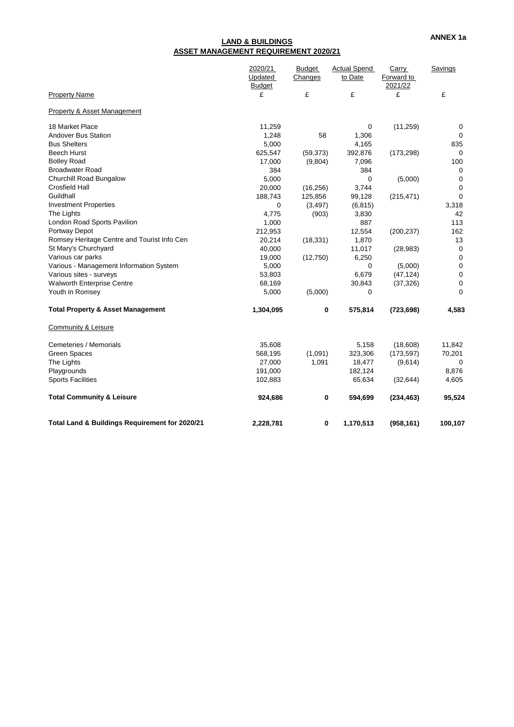**ANNEX 1a**

## LAND & BUILDINGS
## ASSET MANAGEMENT REQUIREMENT 2020/21

| Property Name | 2020/21 Updated Budget £ | Budget Changes £ | Actual Spend to Date £ | Carry Forward to 2021/22 £ | Savings £ |
|---|---|---|---|---|---|
| Property & Asset Management | | | | | |
| 18 Market Place | 11,259 | | 0 | (11,259) | 0 |
| Andover Bus Station | 1,248 | 58 | 1,306 | | 0 |
| Bus Shelters | 5,000 | | 4,165 | | 835 |
| Beech Hurst | 625,547 | (59,373) | 392,876 | (173,298) | 0 |
| Botley Road | 17,000 | (9,804) | 7,096 | | 100 |
| Broadwater Road | 384 | | 384 | | 0 |
| Churchill Road Bungalow | 5,000 | | 0 | (5,000) | 0 |
| Crosfield Hall | 20,000 | (16,256) | 3,744 | | 0 |
| Guildhall | 188,743 | 125,856 | 99,128 | (215,471) | 0 |
| Investment Properties | 0 | (3,497) | (6,815) | | 3,318 |
| The Lights | 4,775 | (903) | 3,830 | | 42 |
| London Road Sports Pavilion | 1,000 | | 887 | | 113 |
| Portway Depot | 212,953 | | 12,554 | (200,237) | 162 |
| Romsey Heritage Centre and Tourist Info Cen | 20,214 | (18,331) | 1,870 | | 13 |
| St Mary's Churchyard | 40,000 | | 11,017 | (28,983) | 0 |
| Various car parks | 19,000 | (12,750) | 6,250 | | 0 |
| Various - Management Information System | 5,000 | | 0 | (5,000) | 0 |
| Various sites - surveys | 53,803 | | 6,679 | (47,124) | 0 |
| Walworth Enterprise Centre | 68,169 | | 30,843 | (37,326) | 0 |
| Youth in Romsey | 5,000 | (5,000) | 0 | | 0 |
| **Total Property & Asset Management** | **1,304,095** | **0** | **575,814** | **(723,698)** | **4,583** |
| Community & Leisure | | | | | |
| Cemeteries / Memorials | 35,608 | | 5,158 | (18,608) | 11,842 |
| Green Spaces | 568,195 | (1,091) | 323,306 | (173,597) | 70,201 |
| The Lights | 27,000 | 1,091 | 18,477 | (9,614) | 0 |
| Playgrounds | 191,000 | | 182,124 | | 8,876 |
| Sports Facilities | 102,883 | | 65,634 | (32,644) | 4,605 |
| **Total Community & Leisure** | **924,686** | **0** | **594,699** | **(234,463)** | **95,524** |
| **Total Land & Buildings Requirement for 2020/21** | **2,228,781** | **0** | **1,170,513** | **(958,161)** | **100,107** |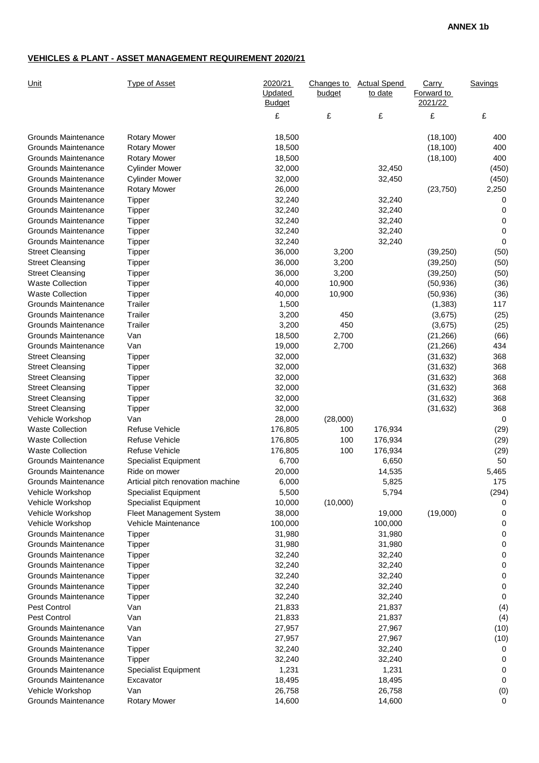**ANNEX 1b**

**VEHICLES & PLANT - ASSET MANAGEMENT REQUIREMENT 2020/21**

| Unit | Type of Asset | 2020/21 Updated Budget | Changes to budget | Actual Spend to date | Carry Forward to 2021/22 | Savings |
|---|---|---|---|---|---|---|
| | | £ | £ | £ | £ | £ |
| Grounds Maintenance | Rotary Mower | 18,500 | | | (18,100) | 400 |
| Grounds Maintenance | Rotary Mower | 18,500 | | | (18,100) | 400 |
| Grounds Maintenance | Rotary Mower | 18,500 | | | (18,100) | 400 |
| Grounds Maintenance | Cylinder Mower | 32,000 | | 32,450 | | (450) |
| Grounds Maintenance | Cylinder Mower | 32,000 | | 32,450 | | (450) |
| Grounds Maintenance | Rotary Mower | 26,000 | | | (23,750) | 2,250 |
| Grounds Maintenance | Tipper | 32,240 | | 32,240 | | 0 |
| Grounds Maintenance | Tipper | 32,240 | | 32,240 | | 0 |
| Grounds Maintenance | Tipper | 32,240 | | 32,240 | | 0 |
| Grounds Maintenance | Tipper | 32,240 | | 32,240 | | 0 |
| Grounds Maintenance | Tipper | 32,240 | | 32,240 | | 0 |
| Street Cleansing | Tipper | 36,000 | 3,200 | | (39,250) | (50) |
| Street Cleansing | Tipper | 36,000 | 3,200 | | (39,250) | (50) |
| Street Cleansing | Tipper | 36,000 | 3,200 | | (39,250) | (50) |
| Waste Collection | Tipper | 40,000 | 10,900 | | (50,936) | (36) |
| Waste Collection | Tipper | 40,000 | 10,900 | | (50,936) | (36) |
| Grounds Maintenance | Trailer | 1,500 | | | (1,383) | 117 |
| Grounds Maintenance | Trailer | 3,200 | 450 | | (3,675) | (25) |
| Grounds Maintenance | Trailer | 3,200 | 450 | | (3,675) | (25) |
| Grounds Maintenance | Van | 18,500 | 2,700 | | (21,266) | (66) |
| Grounds Maintenance | Van | 19,000 | 2,700 | | (21,266) | 434 |
| Street Cleansing | Tipper | 32,000 | | | (31,632) | 368 |
| Street Cleansing | Tipper | 32,000 | | | (31,632) | 368 |
| Street Cleansing | Tipper | 32,000 | | | (31,632) | 368 |
| Street Cleansing | Tipper | 32,000 | | | (31,632) | 368 |
| Street Cleansing | Tipper | 32,000 | | | (31,632) | 368 |
| Street Cleansing | Tipper | 32,000 | | | (31,632) | 368 |
| Vehicle Workshop | Van | 28,000 | (28,000) | | | 0 |
| Waste Collection | Refuse Vehicle | 176,805 | 100 | 176,934 | | (29) |
| Waste Collection | Refuse Vehicle | 176,805 | 100 | 176,934 | | (29) |
| Waste Collection | Refuse Vehicle | 176,805 | 100 | 176,934 | | (29) |
| Grounds Maintenance | Specialist Equipment | 6,700 | | 6,650 | | 50 |
| Grounds Maintenance | Ride on mower | 20,000 | | 14,535 | | 5,465 |
| Grounds Maintenance | Articial pitch renovation machine | 6,000 | | 5,825 | | 175 |
| Vehicle Workshop | Specialist Equipment | 5,500 | | 5,794 | | (294) |
| Vehicle Workshop | Specialist Equipment | 10,000 | (10,000) | | | 0 |
| Vehicle Workshop | Fleet Management System | 38,000 | | 19,000 | (19,000) | 0 |
| Vehicle Workshop | Vehicle Maintenance | 100,000 | | 100,000 | | 0 |
| Grounds Maintenance | Tipper | 31,980 | | 31,980 | | 0 |
| Grounds Maintenance | Tipper | 31,980 | | 31,980 | | 0 |
| Grounds Maintenance | Tipper | 32,240 | | 32,240 | | 0 |
| Grounds Maintenance | Tipper | 32,240 | | 32,240 | | 0 |
| Grounds Maintenance | Tipper | 32,240 | | 32,240 | | 0 |
| Grounds Maintenance | Tipper | 32,240 | | 32,240 | | 0 |
| Grounds Maintenance | Tipper | 32,240 | | 32,240 | | 0 |
| Pest Control | Van | 21,833 | | 21,837 | | (4) |
| Pest Control | Van | 21,833 | | 21,837 | | (4) |
| Grounds Maintenance | Van | 27,957 | | 27,967 | | (10) |
| Grounds Maintenance | Van | 27,957 | | 27,967 | | (10) |
| Grounds Maintenance | Tipper | 32,240 | | 32,240 | | 0 |
| Grounds Maintenance | Tipper | 32,240 | | 32,240 | | 0 |
| Grounds Maintenance | Specialist Equipment | 1,231 | | 1,231 | | 0 |
| Grounds Maintenance | Excavator | 18,495 | | 18,495 | | 0 |
| Vehicle Workshop | Van | 26,758 | | 26,758 | | (0) |
| Grounds Maintenance | Rotary Mower | 14,600 | | 14,600 | | 0 |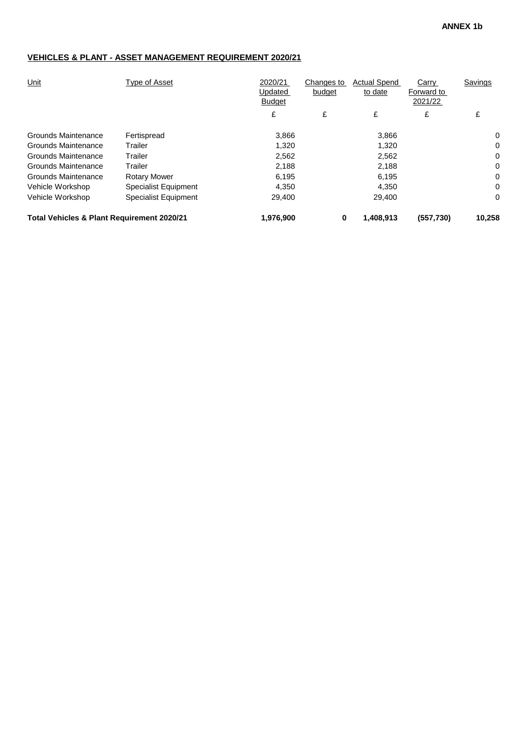**ANNEX 1b**

**VEHICLES & PLANT - ASSET MANAGEMENT REQUIREMENT 2020/21**

| Unit | Type of Asset | 2020/21 Updated Budget | Changes to budget | Actual Spend to date | Carry Forward to 2021/22 | Savings |
|---|---|---|---|---|---|---|
| | | £ | £ | £ | £ | £ |
| Grounds Maintenance | Fertispread | 3,866 | | 3,866 | | 0 |
| Grounds Maintenance | Trailer | 1,320 | | 1,320 | | 0 |
| Grounds Maintenance | Trailer | 2,562 | | 2,562 | | 0 |
| Grounds Maintenance | Trailer | 2,188 | | 2,188 | | 0 |
| Grounds Maintenance | Rotary Mower | 6,195 | | 6,195 | | 0 |
| Vehicle Workshop | Specialist Equipment | 4,350 | | 4,350 | | 0 |
| Vehicle Workshop | Specialist Equipment | 29,400 | | 29,400 | | 0 |
| **Total Vehicles & Plant Requirement 2020/21** | | **1,976,900** | **0** | **1,408,913** | **(557,730)** | **10,258** |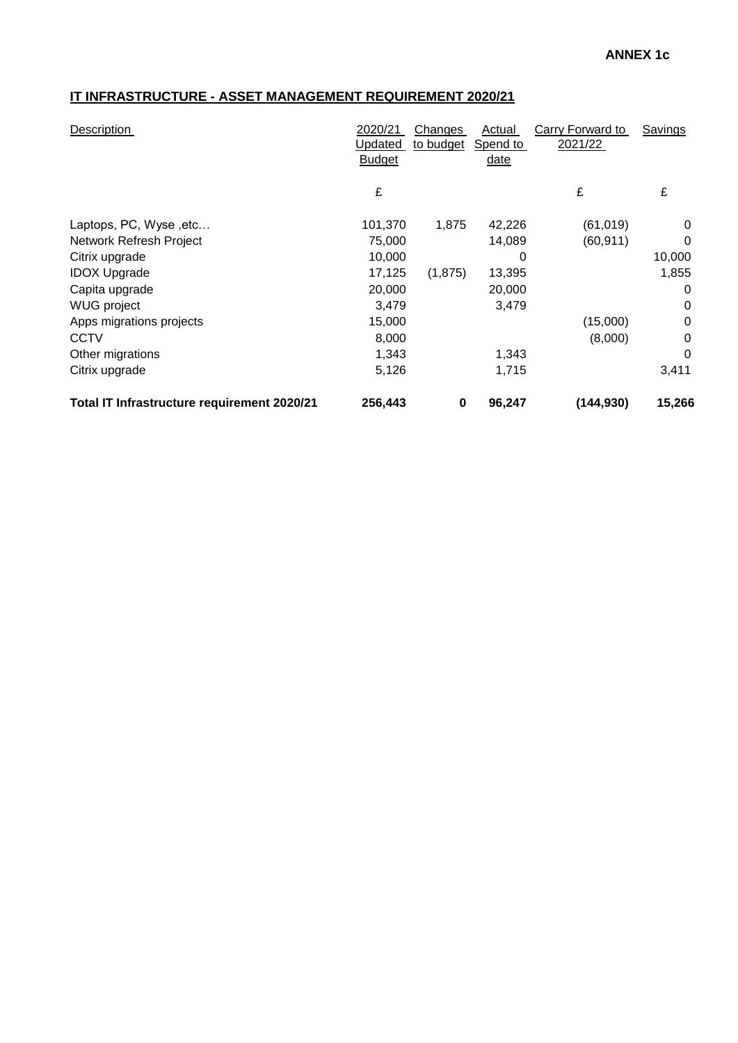**ANNEX 1c**

## IT INFRASTRUCTURE - ASSET MANAGEMENT REQUIREMENT 2020/21

| Description | 2020/21 Updated Budget | Changes to budget | Actual Spend to date | Carry Forward to 2021/22 | Savings |
|---|---|---|---|---|---|
| | £ | | | £ | £ |
| Laptops, PC, Wyse ,etc… | 101,370 | 1,875 | 42,226 | (61,019) | 0 |
| Network Refresh Project | 75,000 | | 14,089 | (60,911) | 0 |
| Citrix upgrade | 10,000 | | 0 | | 10,000 |
| IDOX Upgrade | 17,125 | (1,875) | 13,395 | | 1,855 |
| Capita upgrade | 20,000 | | 20,000 | | 0 |
| WUG project | 3,479 | | 3,479 | | 0 |
| Apps migrations projects | 15,000 | | | (15,000) | 0 |
| CCTV | 8,000 | | | (8,000) | 0 |
| Other migrations | 1,343 | | 1,343 | | 0 |
| Citrix upgrade | 5,126 | | 1,715 | | 3,411 |
| **Total IT Infrastructure requirement 2020/21** | **256,443** | **0** | **96,247** | **(144,930)** | **15,266** |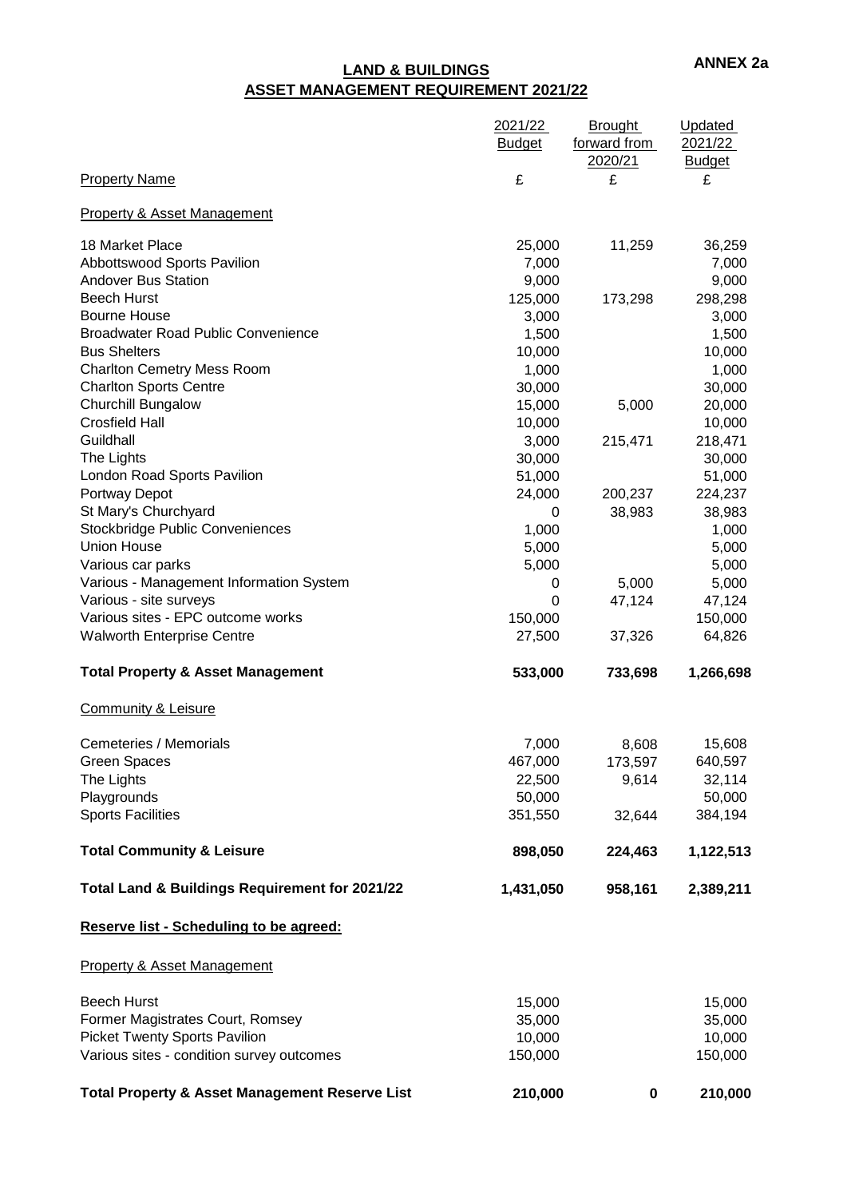**ANNEX 2a**

# LAND & BUILDINGS
## ASSET MANAGEMENT REQUIREMENT 2021/22

| Property Name | 2021/22 Budget £ | Brought forward from 2020/21 £ | Updated 2021/22 Budget £ |
|---|---|---|---|
| Property & Asset Management | | | |
| 18 Market Place | 25,000 | 11,259 | 36,259 |
| Abbottswood Sports Pavilion | 7,000 | | 7,000 |
| Andover Bus Station | 9,000 | | 9,000 |
| Beech Hurst | 125,000 | 173,298 | 298,298 |
| Bourne House | 3,000 | | 3,000 |
| Broadwater Road Public Convenience | 1,500 | | 1,500 |
| Bus Shelters | 10,000 | | 10,000 |
| Charlton Cemetry Mess Room | 1,000 | | 1,000 |
| Charlton Sports Centre | 30,000 | | 30,000 |
| Churchill Bungalow | 15,000 | 5,000 | 20,000 |
| Crosfield Hall | 10,000 | | 10,000 |
| Guildhall | 3,000 | 215,471 | 218,471 |
| The Lights | 30,000 | | 30,000 |
| London Road Sports Pavilion | 51,000 | | 51,000 |
| Portway Depot | 24,000 | 200,237 | 224,237 |
| St Mary's Churchyard | 0 | 38,983 | 38,983 |
| Stockbridge Public Conveniences | 1,000 | | 1,000 |
| Union House | 5,000 | | 5,000 |
| Various car parks | 5,000 | | 5,000 |
| Various - Management Information System | 0 | 5,000 | 5,000 |
| Various - site surveys | 0 | 47,124 | 47,124 |
| Various sites - EPC outcome works | 150,000 | | 150,000 |
| Walworth Enterprise Centre | 27,500 | 37,326 | 64,826 |
| **Total Property & Asset Management** | **533,000** | **733,698** | **1,266,698** |
| Community & Leisure | | | |
| Cemeteries / Memorials | 7,000 | 8,608 | 15,608 |
| Green Spaces | 467,000 | 173,597 | 640,597 |
| The Lights | 22,500 | 9,614 | 32,114 |
| Playgrounds | 50,000 | | 50,000 |
| Sports Facilities | 351,550 | 32,644 | 384,194 |
| **Total Community & Leisure** | **898,050** | **224,463** | **1,122,513** |
| **Total Land & Buildings Requirement for 2021/22** | **1,431,050** | **958,161** | **2,389,211** |
| **Reserve list - Scheduling to be agreed:** | | | |
| Property & Asset Management | | | |
| Beech Hurst | 15,000 | | 15,000 |
| Former Magistrates Court, Romsey | 35,000 | | 35,000 |
| Picket Twenty Sports Pavilion | 10,000 | | 10,000 |
| Various sites - condition survey outcomes | 150,000 | | 150,000 |
| **Total Property & Asset Management Reserve List** | **210,000** | **0** | **210,000** |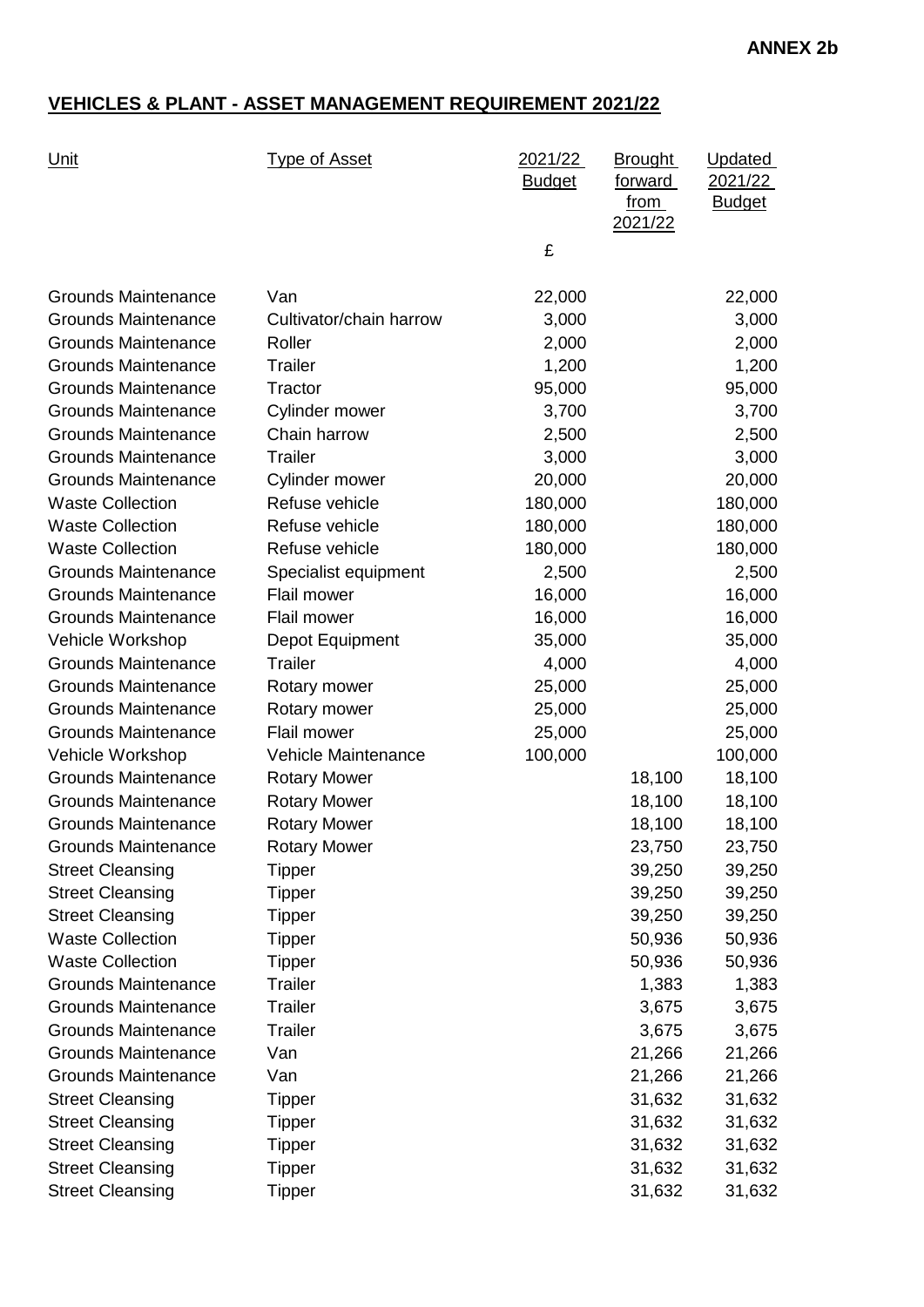**ANNEX 2b**

## VEHICLES & PLANT - ASSET MANAGEMENT REQUIREMENT 2021/22

| Unit | Type of Asset | 2021/22 Budget | Brought forward from 2021/22 | Updated 2021/22 Budget |
|---|---|---|---|---|
| | | £ | | |
| Grounds Maintenance | Van | 22,000 | | 22,000 |
| Grounds Maintenance | Cultivator/chain harrow | 3,000 | | 3,000 |
| Grounds Maintenance | Roller | 2,000 | | 2,000 |
| Grounds Maintenance | Trailer | 1,200 | | 1,200 |
| Grounds Maintenance | Tractor | 95,000 | | 95,000 |
| Grounds Maintenance | Cylinder mower | 3,700 | | 3,700 |
| Grounds Maintenance | Chain harrow | 2,500 | | 2,500 |
| Grounds Maintenance | Trailer | 3,000 | | 3,000 |
| Grounds Maintenance | Cylinder mower | 20,000 | | 20,000 |
| Waste Collection | Refuse vehicle | 180,000 | | 180,000 |
| Waste Collection | Refuse vehicle | 180,000 | | 180,000 |
| Waste Collection | Refuse vehicle | 180,000 | | 180,000 |
| Grounds Maintenance | Specialist equipment | 2,500 | | 2,500 |
| Grounds Maintenance | Flail mower | 16,000 | | 16,000 |
| Grounds Maintenance | Flail mower | 16,000 | | 16,000 |
| Vehicle Workshop | Depot Equipment | 35,000 | | 35,000 |
| Grounds Maintenance | Trailer | 4,000 | | 4,000 |
| Grounds Maintenance | Rotary mower | 25,000 | | 25,000 |
| Grounds Maintenance | Rotary mower | 25,000 | | 25,000 |
| Grounds Maintenance | Flail mower | 25,000 | | 25,000 |
| Vehicle Workshop | Vehicle Maintenance | 100,000 | | 100,000 |
| Grounds Maintenance | Rotary Mower | | 18,100 | 18,100 |
| Grounds Maintenance | Rotary Mower | | 18,100 | 18,100 |
| Grounds Maintenance | Rotary Mower | | 18,100 | 18,100 |
| Grounds Maintenance | Rotary Mower | | 23,750 | 23,750 |
| Street Cleansing | Tipper | | 39,250 | 39,250 |
| Street Cleansing | Tipper | | 39,250 | 39,250 |
| Street Cleansing | Tipper | | 39,250 | 39,250 |
| Waste Collection | Tipper | | 50,936 | 50,936 |
| Waste Collection | Tipper | | 50,936 | 50,936 |
| Grounds Maintenance | Trailer | | 1,383 | 1,383 |
| Grounds Maintenance | Trailer | | 3,675 | 3,675 |
| Grounds Maintenance | Trailer | | 3,675 | 3,675 |
| Grounds Maintenance | Van | | 21,266 | 21,266 |
| Grounds Maintenance | Van | | 21,266 | 21,266 |
| Street Cleansing | Tipper | | 31,632 | 31,632 |
| Street Cleansing | Tipper | | 31,632 | 31,632 |
| Street Cleansing | Tipper | | 31,632 | 31,632 |
| Street Cleansing | Tipper | | 31,632 | 31,632 |
| Street Cleansing | Tipper | | 31,632 | 31,632 |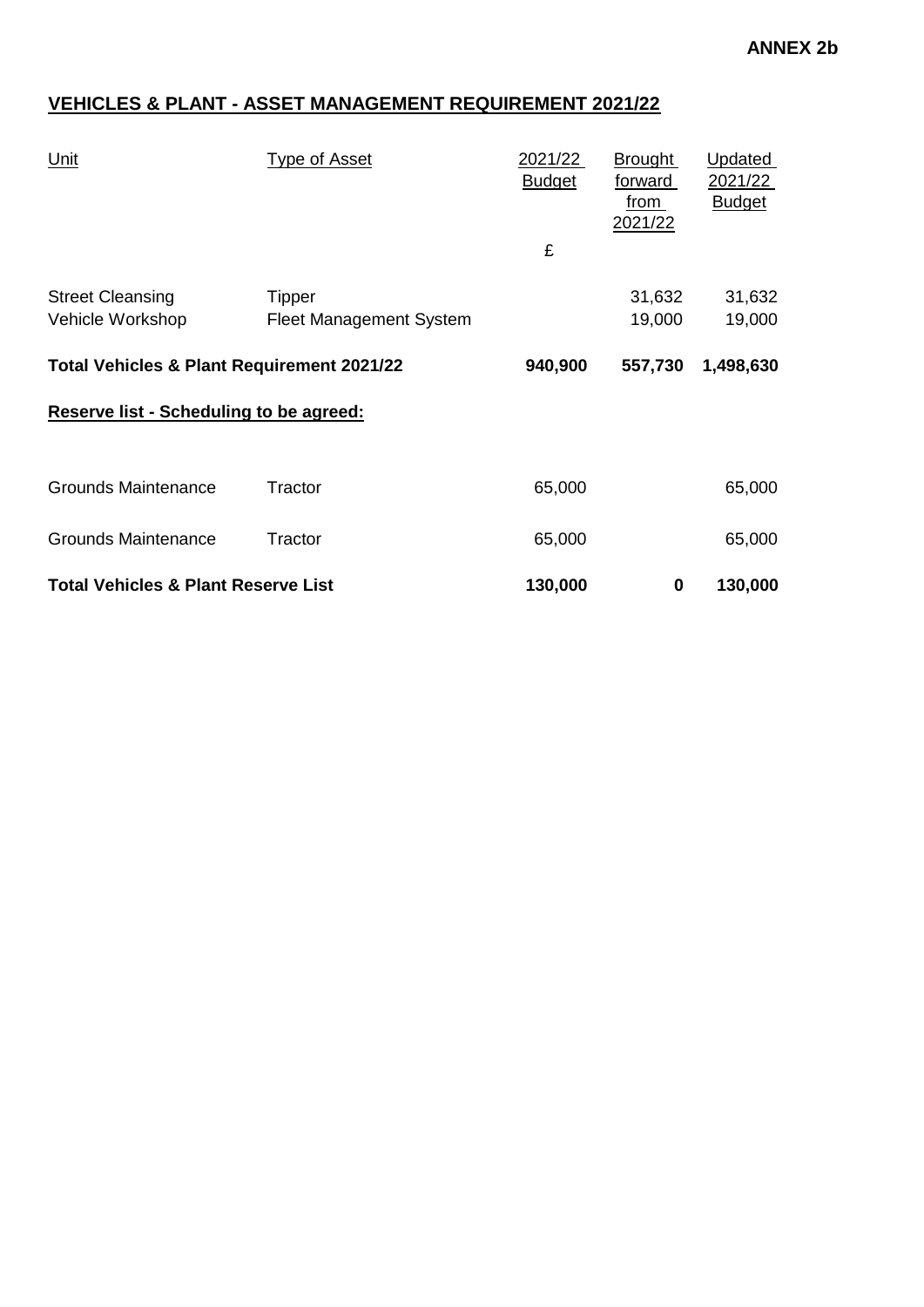**ANNEX 2b**

## VEHICLES & PLANT - ASSET MANAGEMENT REQUIREMENT 2021/22

| Unit | Type of Asset | 2021/22 Budget | Brought forward from 2021/22 | Updated 2021/22 Budget |
|---|---|---|---|---|
| | | £ | | |
| Street Cleansing | Tipper | | 31,632 | 31,632 |
| Vehicle Workshop | Fleet Management System | | 19,000 | 19,000 |
| **Total Vehicles & Plant Requirement 2021/22** | | **940,900** | **557,730** | **1,498,630** |
| **Reserve list - Scheduling to be agreed:** | | | | |
| Grounds Maintenance | Tractor | 65,000 | | 65,000 |
| Grounds Maintenance | Tractor | 65,000 | | 65,000 |
| **Total Vehicles & Plant Reserve List** | | **130,000** | **0** | **130,000** |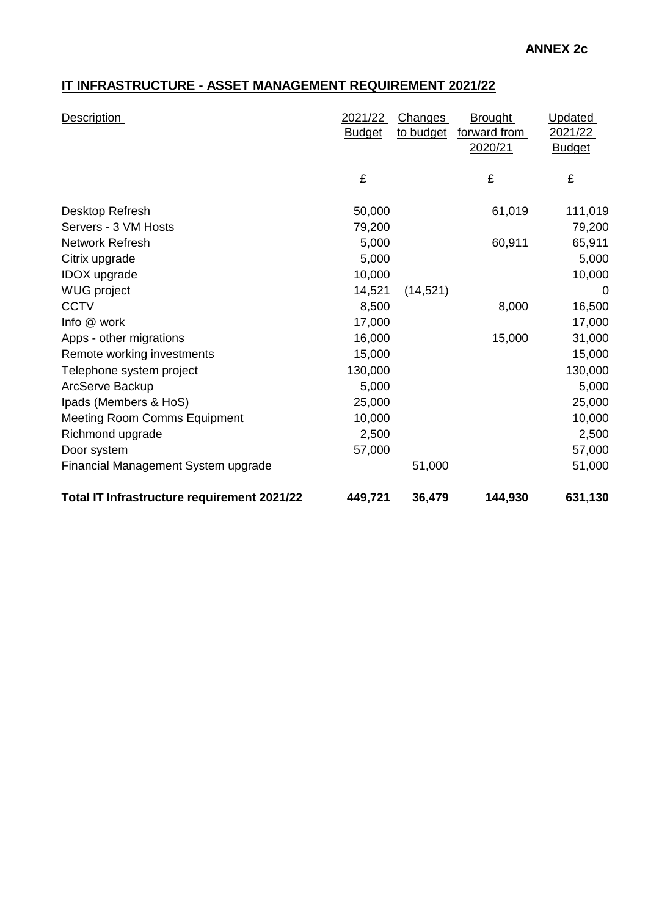**ANNEX 2c**

## IT INFRASTRUCTURE - ASSET MANAGEMENT REQUIREMENT 2021/22

| Description | 2021/22 Budget | Changes to budget | Brought forward from 2020/21 | Updated 2021/22 Budget |
|---|---|---|---|---|
| | £ | | £ | £ |
| Desktop Refresh | 50,000 | | 61,019 | 111,019 |
| Servers - 3 VM Hosts | 79,200 | | | 79,200 |
| Network Refresh | 5,000 | | 60,911 | 65,911 |
| Citrix upgrade | 5,000 | | | 5,000 |
| IDOX upgrade | 10,000 | | | 10,000 |
| WUG project | 14,521 | (14,521) | | 0 |
| CCTV | 8,500 | | 8,000 | 16,500 |
| Info @ work | 17,000 | | | 17,000 |
| Apps - other migrations | 16,000 | | 15,000 | 31,000 |
| Remote working investments | 15,000 | | | 15,000 |
| Telephone system project | 130,000 | | | 130,000 |
| ArcServe Backup | 5,000 | | | 5,000 |
| Ipads (Members & HoS) | 25,000 | | | 25,000 |
| Meeting Room Comms Equipment | 10,000 | | | 10,000 |
| Richmond upgrade | 2,500 | | | 2,500 |
| Door system | 57,000 | | | 57,000 |
| Financial Management System upgrade | | 51,000 | | 51,000 |
| **Total IT Infrastructure requirement 2021/22** | **449,721** | **36,479** | **144,930** | **631,130** |